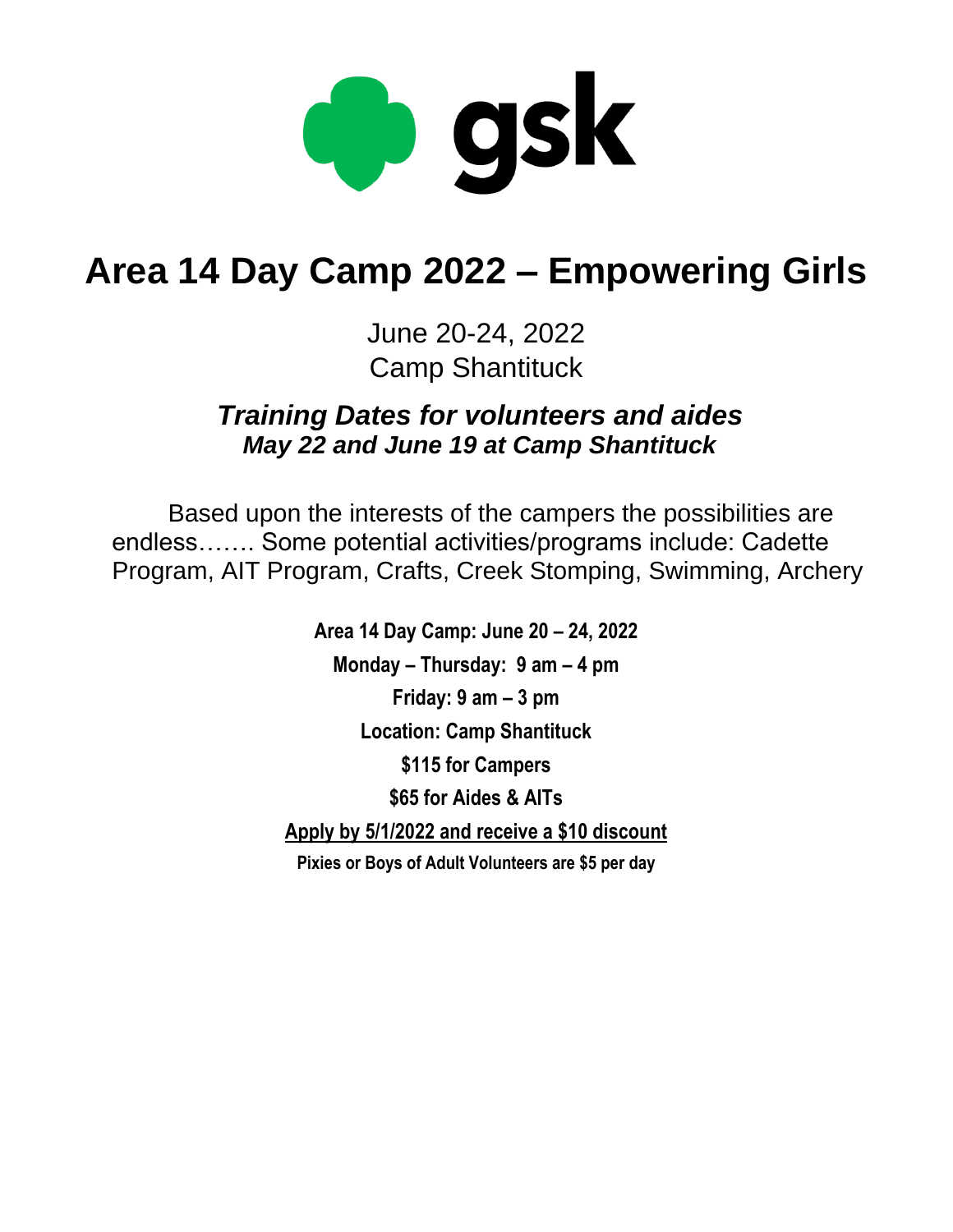gsk

# Area 14 Day Camp 2022 – Empowering Girls

June 20-24, 2022
Camp Shantituck

## *Training Dates for volunteers and aides*
### *May 22 and June 19 at Camp Shantituck*

Based upon the interests of the campers the possibilities are endless……. Some potential activities/programs include: Cadette Program, AIT Program, Crafts, Creek Stomping, Swimming, Archery

**Area 14 Day Camp: June 20 – 24, 2022**

**Monday – Thursday: 9 am – 4 pm**

**Friday: 9 am – 3 pm**

**Location: Camp Shantituck**

**$115 for Campers**

**$65 for Aides & AITs**

**<u>Apply by 5/1/2022 and receive a $10 discount</u>**

**Pixies or Boys of Adult Volunteers are $5 per day**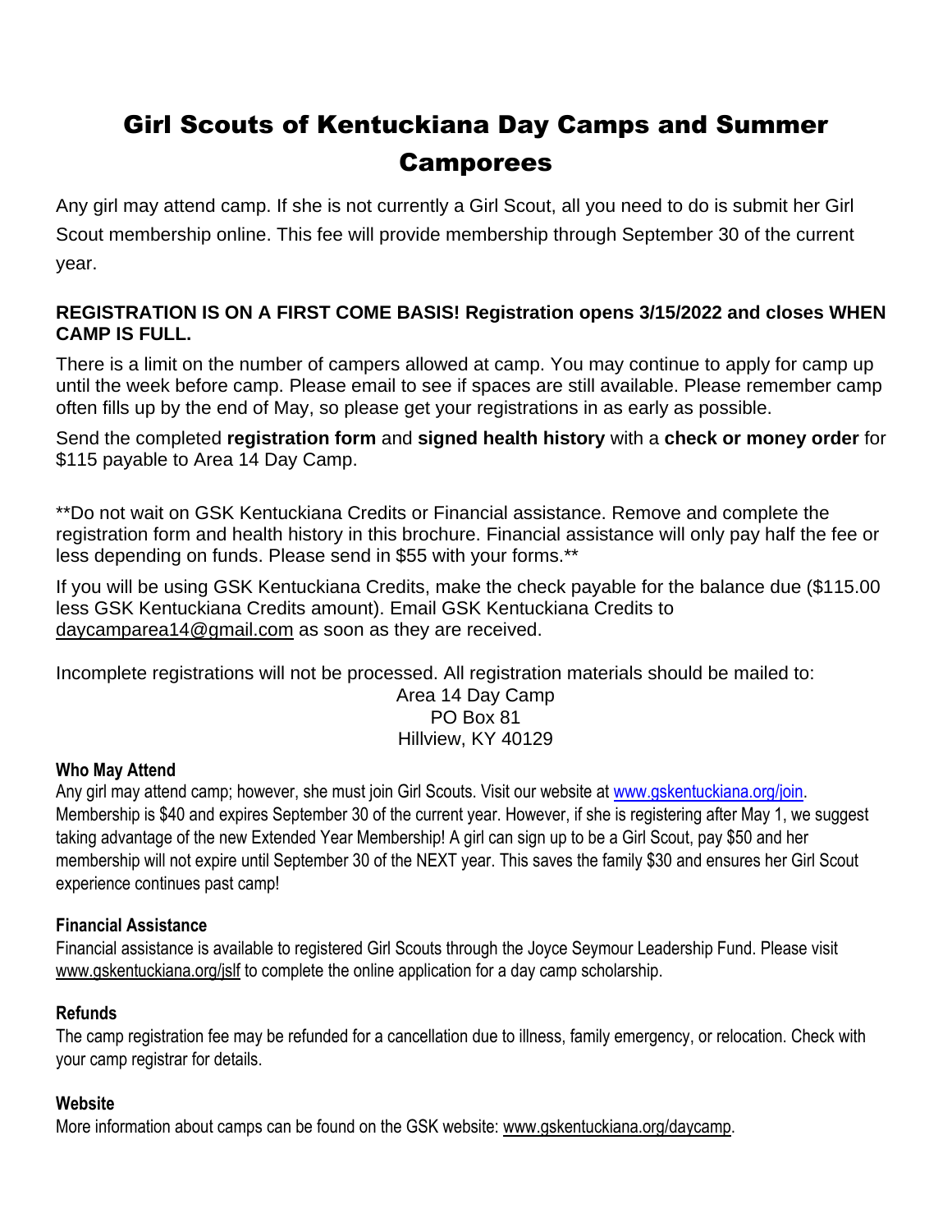# Girl Scouts of Kentuckiana Day Camps and Summer Camporees

Any girl may attend camp. If she is not currently a Girl Scout, all you need to do is submit her Girl Scout membership online. This fee will provide membership through September 30 of the current year.

**REGISTRATION IS ON A FIRST COME BASIS! Registration opens 3/15/2022 and closes WHEN CAMP IS FULL.**

There is a limit on the number of campers allowed at camp. You may continue to apply for camp up until the week before camp. Please email to see if spaces are still available. Please remember camp often fills up by the end of May, so please get your registrations in as early as possible.

Send the completed **registration form** and **signed health history** with a **check or money order** for $115 payable to Area 14 Day Camp.

**Do not wait on GSK Kentuckiana Credits or Financial assistance. Remove and complete the registration form and health history in this brochure. Financial assistance will only pay half the fee or less depending on funds. Please send in $55 with your forms.**

If you will be using GSK Kentuckiana Credits, make the check payable for the balance due ($115.00 less GSK Kentuckiana Credits amount). Email GSK Kentuckiana Credits to daycamparea14@gmail.com as soon as they are received.

Incomplete registrations will not be processed. All registration materials should be mailed to:

Area 14 Day Camp
PO Box 81
Hillview, KY 40129

### Who May Attend

Any girl may attend camp; however, she must join Girl Scouts. Visit our website at www.gskentuckiana.org/join. Membership is $40 and expires September 30 of the current year. However, if she is registering after May 1, we suggest taking advantage of the new Extended Year Membership! A girl can sign up to be a Girl Scout, pay $50 and her membership will not expire until September 30 of the NEXT year. This saves the family $30 and ensures her Girl Scout experience continues past camp!

### Financial Assistance

Financial assistance is available to registered Girl Scouts through the Joyce Seymour Leadership Fund. Please visit www.gskentuckiana.org/jslf to complete the online application for a day camp scholarship.

### Refunds

The camp registration fee may be refunded for a cancellation due to illness, family emergency, or relocation. Check with your camp registrar for details.

### Website

More information about camps can be found on the GSK website: www.gskentuckiana.org/daycamp.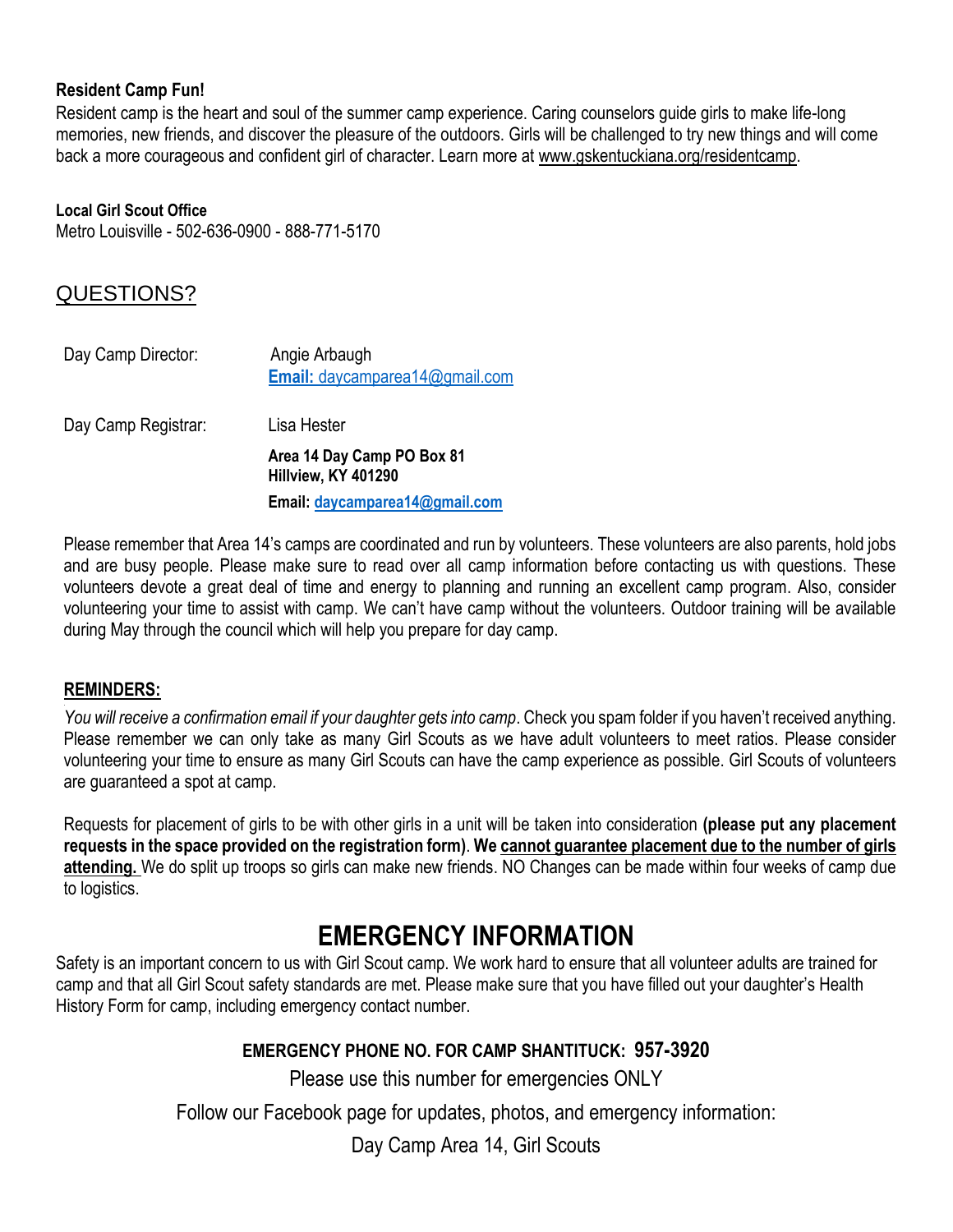**Resident Camp Fun!**

Resident camp is the heart and soul of the summer camp experience. Caring counselors guide girls to make life-long memories, new friends, and discover the pleasure of the outdoors. Girls will be challenged to try new things and will come back a more courageous and confident girl of character. Learn more at www.gskentuckiana.org/residentcamp.

**Local Girl Scout Office**

Metro Louisville - 502-636-0900 - 888-771-5170

## QUESTIONS?

| | |
|---|---|
| Day Camp Director: | Angie Arbaugh<br>**Email:** daycamparea14@gmail.com |
| Day Camp Registrar: | Lisa Hester<br>**Area 14 Day Camp PO Box 81**<br>**Hillview, KY 401290**<br>**Email: daycamparea14@gmail.com** |

Please remember that Area 14's camps are coordinated and run by volunteers. These volunteers are also parents, hold jobs and are busy people. Please make sure to read over all camp information before contacting us with questions. These volunteers devote a great deal of time and energy to planning and running an excellent camp program. Also, consider volunteering your time to assist with camp. We can't have camp without the volunteers. Outdoor training will be available during May through the council which will help you prepare for day camp.

**REMINDERS:**

*You will receive a confirmation email if your daughter gets into camp*. Check you spam folder if you haven't received anything. Please remember we can only take as many Girl Scouts as we have adult volunteers to meet ratios. Please consider volunteering your time to ensure as many Girl Scouts can have the camp experience as possible. Girl Scouts of volunteers are guaranteed a spot at camp.

Requests for placement of girls to be with other girls in a unit will be taken into consideration **(please put any placement requests in the space provided on the registration form)**. **We cannot guarantee placement due to the number of girls attending.** We do split up troops so girls can make new friends. NO Changes can be made within four weeks of camp due to logistics.

# EMERGENCY INFORMATION

Safety is an important concern to us with Girl Scout camp. We work hard to ensure that all volunteer adults are trained for camp and that all Girl Scout safety standards are met. Please make sure that you have filled out your daughter's Health History Form for camp, including emergency contact number.

**EMERGENCY PHONE NO. FOR CAMP SHANTITUCK: 957-3920**

Please use this number for emergencies ONLY

Follow our Facebook page for updates, photos, and emergency information:

Day Camp Area 14, Girl Scouts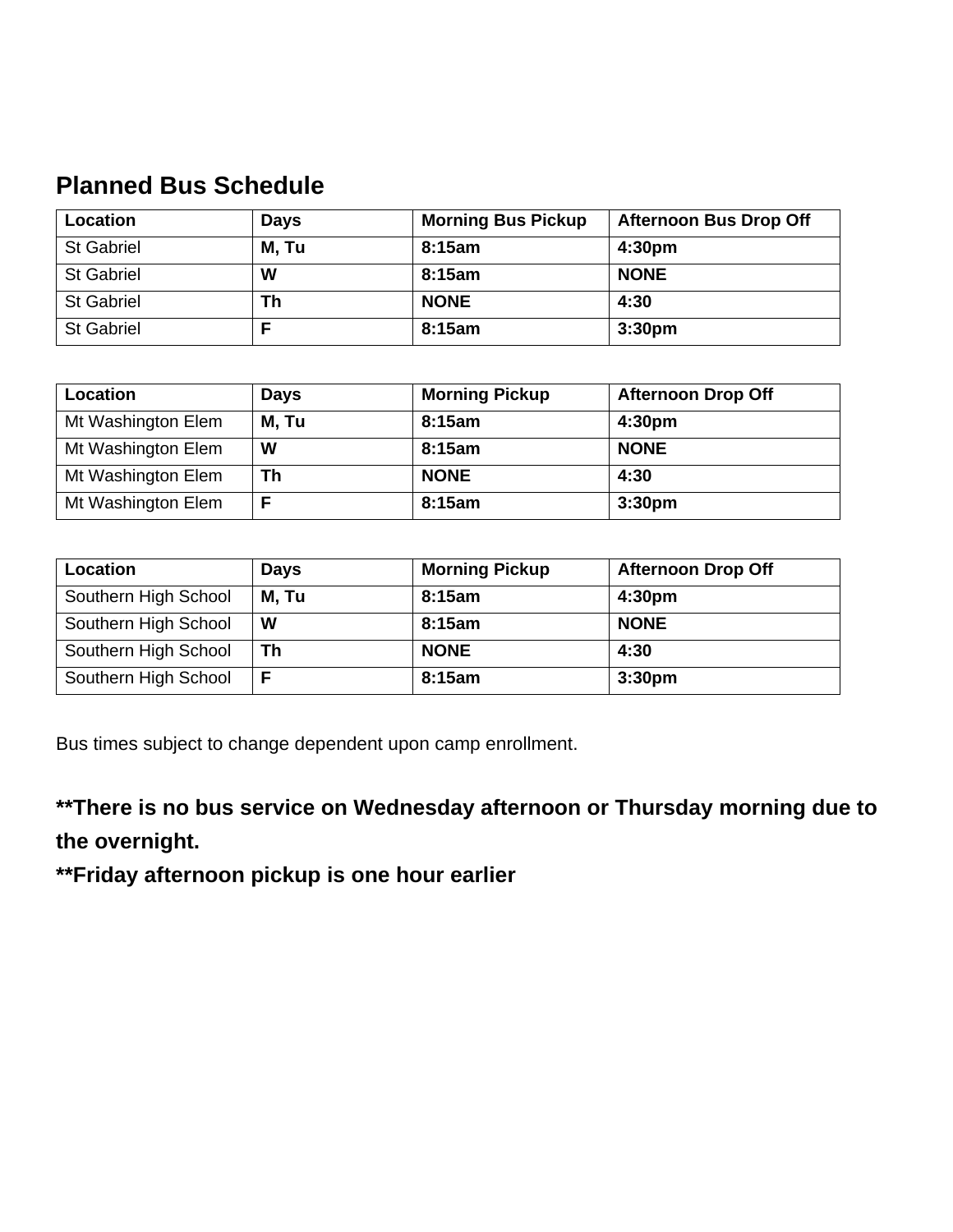## Planned Bus Schedule

| Location | Days | Morning Bus Pickup | Afternoon Bus Drop Off |
|---|---|---|---|
| St Gabriel | **M, Tu** | **8:15am** | **4:30pm** |
| St Gabriel | **W** | **8:15am** | **NONE** |
| St Gabriel | **Th** | **NONE** | **4:30** |
| St Gabriel | **F** | **8:15am** | **3:30pm** |

| Location | Days | Morning Pickup | Afternoon Drop Off |
|---|---|---|---|
| Mt Washington Elem | **M, Tu** | **8:15am** | **4:30pm** |
| Mt Washington Elem | **W** | **8:15am** | **NONE** |
| Mt Washington Elem | **Th** | **NONE** | **4:30** |
| Mt Washington Elem | **F** | **8:15am** | **3:30pm** |

| Location | Days | Morning Pickup | Afternoon Drop Off |
|---|---|---|---|
| Southern High School | **M, Tu** | **8:15am** | **4:30pm** |
| Southern High School | **W** | **8:15am** | **NONE** |
| Southern High School | **Th** | **NONE** | **4:30** |
| Southern High School | **F** | **8:15am** | **3:30pm** |

Bus times subject to change dependent upon camp enrollment.

**\*\*There is no bus service on Wednesday afternoon or Thursday morning due to the overnight.**
**\*\*Friday afternoon pickup is one hour earlier**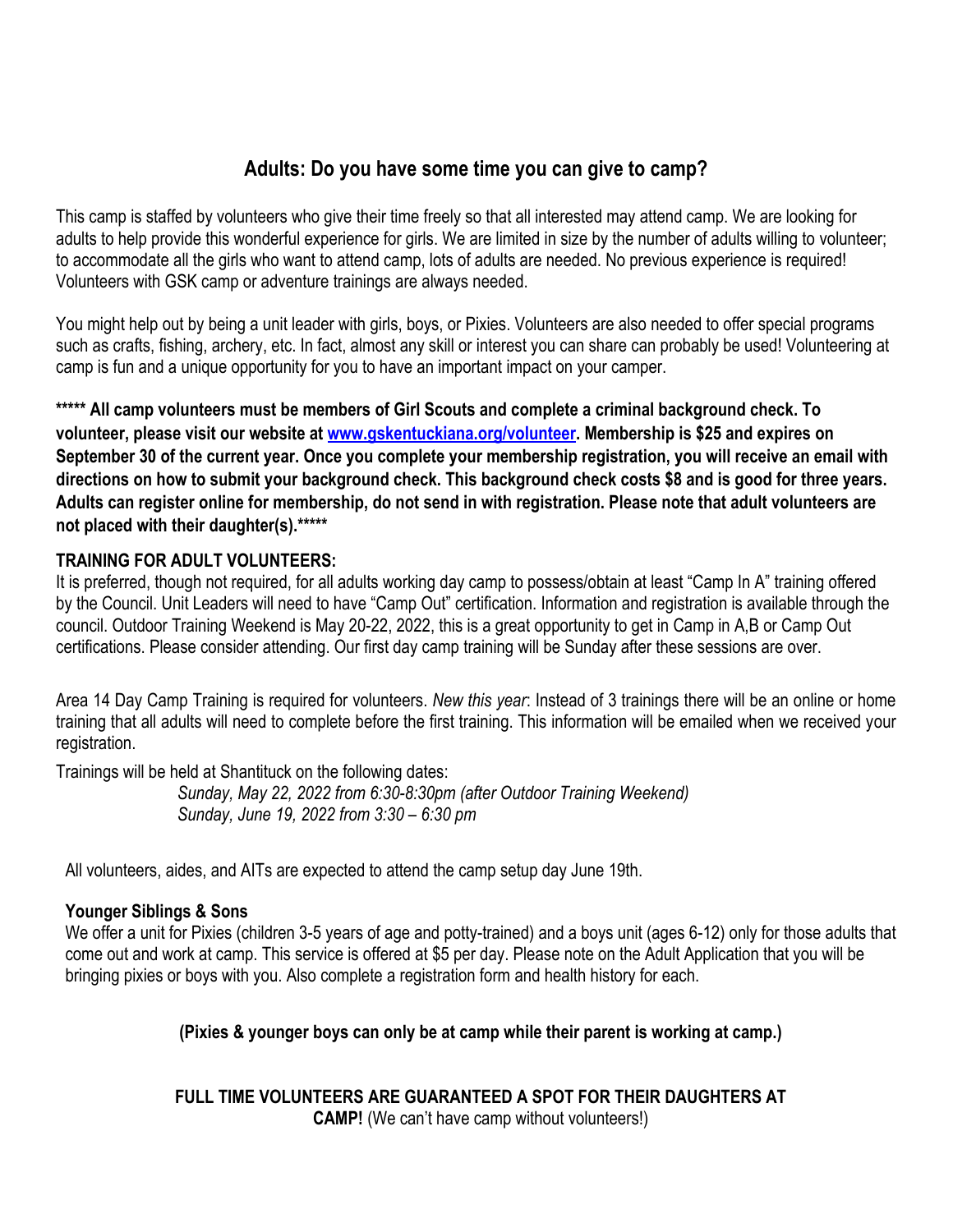## Adults: Do you have some time you can give to camp?

This camp is staffed by volunteers who give their time freely so that all interested may attend camp. We are looking for adults to help provide this wonderful experience for girls. We are limited in size by the number of adults willing to volunteer; to accommodate all the girls who want to attend camp, lots of adults are needed. No previous experience is required! Volunteers with GSK camp or adventure trainings are always needed.

You might help out by being a unit leader with girls, boys, or Pixies. Volunteers are also needed to offer special programs such as crafts, fishing, archery, etc. In fact, almost any skill or interest you can share can probably be used! Volunteering at camp is fun and a unique opportunity for you to have an important impact on your camper.

**\*\*\*\*\* All camp volunteers must be members of Girl Scouts and complete a criminal background check. To volunteer, please visit our website at [www.gskentuckiana.org/volunteer](http://www.gskentuckiana.org/volunteer). Membership is $25 and expires on September 30 of the current year. Once you complete your membership registration, you will receive an email with directions on how to submit your background check. This background check costs $8 and is good for three years. Adults can register online for membership, do not send in with registration. Please note that adult volunteers are not placed with their daughter(s).\*\*\*\*\***

**TRAINING FOR ADULT VOLUNTEERS:**

It is preferred, though not required, for all adults working day camp to possess/obtain at least "Camp In A" training offered by the Council. Unit Leaders will need to have "Camp Out" certification. Information and registration is available through the council. Outdoor Training Weekend is May 20-22, 2022, this is a great opportunity to get in Camp in A,B or Camp Out certifications. Please consider attending. Our first day camp training will be Sunday after these sessions are over.

Area 14 Day Camp Training is required for volunteers. *New this year*: Instead of 3 trainings there will be an online or home training that all adults will need to complete before the first training. This information will be emailed when we received your registration.

Trainings will be held at Shantituck on the following dates:

*Sunday, May 22, 2022 from 6:30-8:30pm (after Outdoor Training Weekend)*
*Sunday, June 19, 2022 from 3:30 – 6:30 pm*

All volunteers, aides, and AITs are expected to attend the camp setup day June 19th.

**Younger Siblings & Sons**

We offer a unit for Pixies (children 3-5 years of age and potty-trained) and a boys unit (ages 6-12) only for those adults that come out and work at camp. This service is offered at $5 per day. Please note on the Adult Application that you will be bringing pixies or boys with you. Also complete a registration form and health history for each.

**(Pixies & younger boys can only be at camp while their parent is working at camp.)**

**FULL TIME VOLUNTEERS ARE GUARANTEED A SPOT FOR THEIR DAUGHTERS AT CAMP!** (We can't have camp without volunteers!)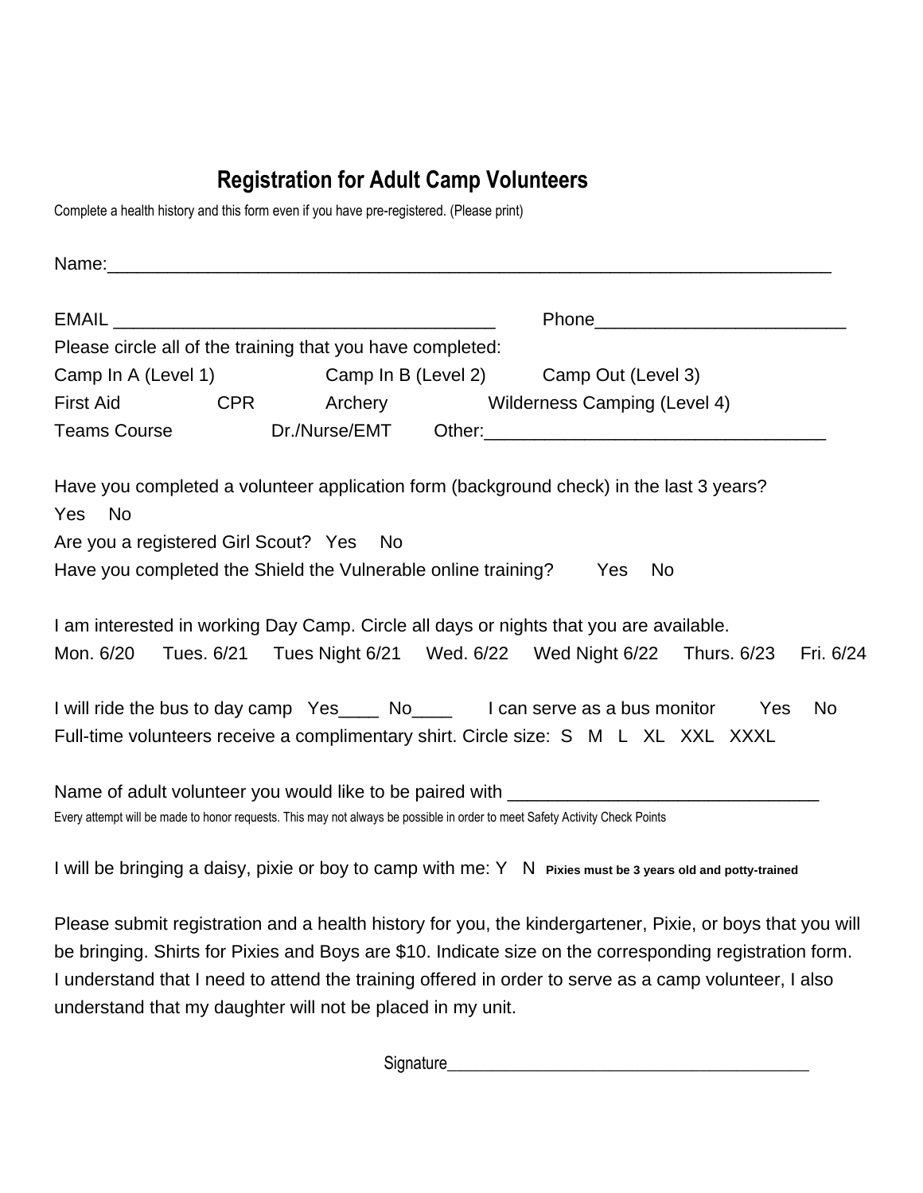## Registration for Adult Camp Volunteers

Complete a health history and this form even if you have pre-registered. (Please print)

Name:_______________________________________________________________________________

EMAIL _______________________________________ Phone_________________________

Please circle all of the training that you have completed:

Camp In A (Level 1)     Camp In B (Level 2)     Camp Out (Level 3)

First Aid     CPR     Archery     Wilderness Camping (Level 4)

Teams Course     Dr./Nurse/EMT     Other:__________________________________

Have you completed a volunteer application form (background check) in the last 3 years?

Yes   No

Are you a registered Girl Scout?   Yes   No

Have you completed the Shield the Vulnerable online training?   Yes   No

I am interested in working Day Camp. Circle all days or nights that you are available.

Mon. 6/20   Tues. 6/21   Tues Night 6/21   Wed. 6/22   Wed Night 6/22   Thurs. 6/23   Fri. 6/24

I will ride the bus to day camp  Yes____  No____    I can serve as a bus monitor   Yes   No

Full-time volunteers receive a complimentary shirt. Circle size:  S  M  L  XL  XXL  XXXL

Name of adult volunteer you would like to be paired with _______________________________

Every attempt will be made to honor requests. This may not always be possible in order to meet Safety Activity Check Points

I will be bringing a daisy, pixie or boy to camp with me: Y  N  **Pixies must be 3 years old and potty-trained**

Please submit registration and a health history for you, the kindergartener, Pixie, or boys that you will be bringing. Shirts for Pixies and Boys are $10. Indicate size on the corresponding registration form. I understand that I need to attend the training offered in order to serve as a camp volunteer, I also understand that my daughter will not be placed in my unit.

Signature__________________________________________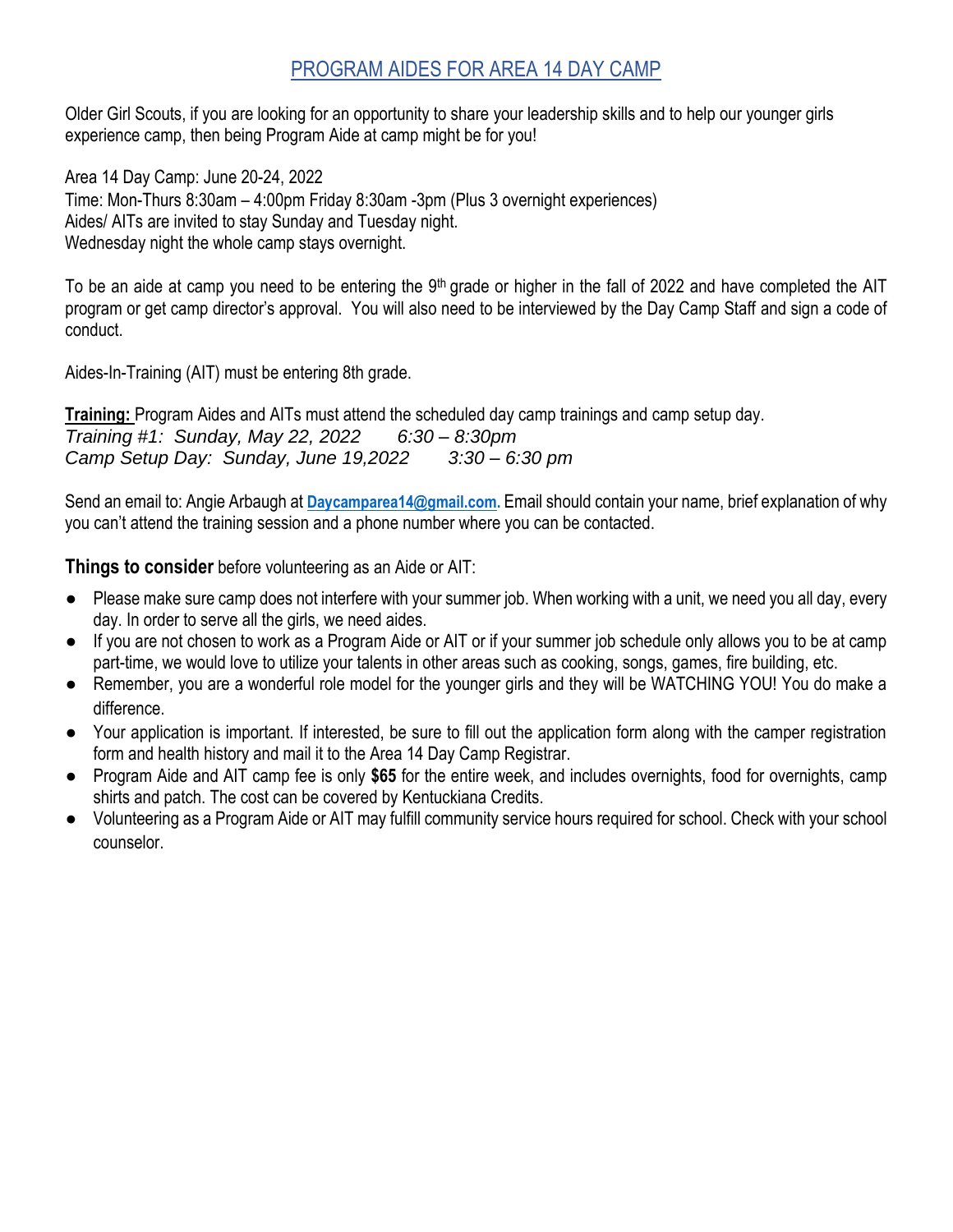# PROGRAM AIDES FOR AREA 14 DAY CAMP

Older Girl Scouts, if you are looking for an opportunity to share your leadership skills and to help our younger girls experience camp, then being Program Aide at camp might be for you!

Area 14 Day Camp: June 20-24, 2022
Time: Mon-Thurs 8:30am – 4:00pm Friday 8:30am -3pm (Plus 3 overnight experiences)
Aides/ AITs are invited to stay Sunday and Tuesday night.
Wednesday night the whole camp stays overnight.

To be an aide at camp you need to be entering the 9th grade or higher in the fall of 2022 and have completed the AIT program or get camp director's approval. You will also need to be interviewed by the Day Camp Staff and sign a code of conduct.

Aides-In-Training (AIT) must be entering 8th grade.

**Training:** Program Aides and AITs must attend the scheduled day camp trainings and camp setup day.
*Training #1: Sunday, May 22, 2022 6:30 – 8:30pm*
*Camp Setup Day: Sunday, June 19,2022 3:30 – 6:30 pm*

Send an email to: Angie Arbaugh at **Daycamparea14@gmail.com**. Email should contain your name, brief explanation of why you can't attend the training session and a phone number where you can be contacted.

**Things to consider** before volunteering as an Aide or AIT:

- Please make sure camp does not interfere with your summer job. When working with a unit, we need you all day, every day. In order to serve all the girls, we need aides.
- If you are not chosen to work as a Program Aide or AIT or if your summer job schedule only allows you to be at camp part-time, we would love to utilize your talents in other areas such as cooking, songs, games, fire building, etc.
- Remember, you are a wonderful role model for the younger girls and they will be WATCHING YOU! You do make a difference.
- Your application is important. If interested, be sure to fill out the application form along with the camper registration form and health history and mail it to the Area 14 Day Camp Registrar.
- Program Aide and AIT camp fee is only **$65** for the entire week, and includes overnights, food for overnights, camp shirts and patch. The cost can be covered by Kentuckiana Credits.
- Volunteering as a Program Aide or AIT may fulfill community service hours required for school. Check with your school counselor.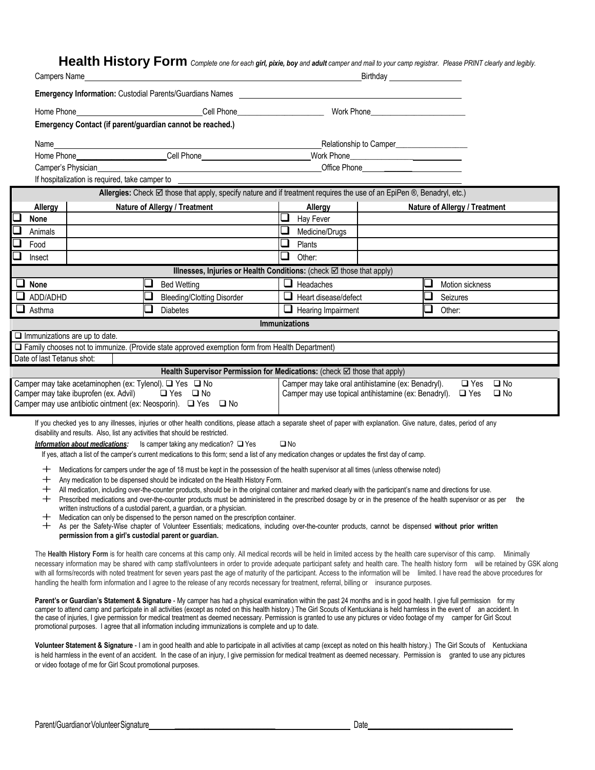# Health History Form

*Complete one for each **girl, pixie, boy** and **adult** camper and mail to your camp registrar. Please PRINT clearly and legibly.*

Campers Name\_\_\_\_\_\_\_\_\_\_\_\_\_\_\_\_\_\_\_\_\_\_\_\_\_\_\_\_\_\_\_\_\_\_\_\_\_\_\_\_\_\_\_\_ Birthday \_\_\_\_\_\_\_\_\_\_\_\_\_\_\_\_\_

**Emergency Information:** Custodial Parents/Guardians Names \_\_\_\_\_\_\_\_\_\_\_\_\_\_\_\_\_\_\_\_\_\_\_\_\_\_\_\_\_\_\_\_\_\_\_\_\_\_\_\_

Home Phone\_\_\_\_\_\_\_\_\_\_\_\_\_\_\_\_\_\_\_\_\_\_\_\_\_\_\_\_\_ Cell Phone\_\_\_\_\_\_\_\_\_\_\_\_\_\_\_\_\_\_\_\_\_ Work Phone\_\_\_\_\_\_\_\_\_\_\_\_\_\_\_\_\_\_\_\_\_\_\_

**Emergency Contact (if parent/guardian cannot be reached.)**

Name\_\_\_\_\_\_\_\_\_\_\_\_\_\_\_\_\_\_\_\_\_\_\_\_\_\_\_\_\_\_\_\_\_\_\_\_\_\_\_\_\_\_\_\_\_\_\_\_\_\_ Relationship to Camper\_\_\_\_\_\_\_\_\_\_\_\_\_\_\_\_\_\_

Home Phone\_\_\_\_\_\_\_\_\_\_\_\_\_\_\_\_\_\_\_\_\_ Cell Phone\_\_\_\_\_\_\_\_\_\_\_\_\_\_\_\_\_\_\_\_\_\_\_\_\_\_ Work Phone\_\_\_\_\_\_\_\_\_\_\_\_\_\_\_\_\_\_\_\_\_\_\_\_\_\_

Camper's Physician\_\_\_\_\_\_\_\_\_\_\_\_\_\_\_\_\_\_\_\_\_\_\_\_\_\_\_\_\_\_\_\_\_\_\_\_\_\_\_\_\_\_\_\_\_\_\_\_ Office Phone\_\_\_\_\_\_\_\_\_\_\_\_\_\_\_\_\_\_\_\_\_\_\_\_\_

If hospitalization is required, take camper to \_\_\_\_\_\_\_\_\_\_\_\_\_\_\_\_\_\_\_\_\_\_\_\_\_\_\_\_\_\_\_\_\_\_\_\_\_\_\_\_\_\_\_\_\_\_\_\_\_\_\_\_\_\_\_\_\_\_\_\_

**Allergies:** Check ☑ those that apply, specify nature and if treatment requires the use of an EpiPen ®, Benadryl, etc.)

| Allergy | Nature of Allergy / Treatment | Allergy | Nature of Allergy / Treatment |
|---|---|---|---|
| ❑ None | | ❑ Hay Fever | |
| ❑ Animals | | ❑ Medicine/Drugs | |
| ❑ Food | | ❑ Plants | |
| ❑ Insect | | ❑ Other: | |

**Illnesses, Injuries or Health Conditions:** (check ☑ those that apply)

| | | | |
|---|---|---|---|
| ❑ None | ❑ Bed Wetting | ❑ Headaches | ❑ Motion sickness |
| ❑ ADD/ADHD | ❑ Bleeding/Clotting Disorder | ❑ Heart disease/defect | ❑ Seizures |
| ❑ Asthma | ❑ Diabetes | ❑ Hearing Impairment | ❑ Other: |

**Immunizations**

❑ Immunizations are up to date.

❑ Family chooses not to immunize. (Provide state approved exemption form from Health Department)

Date of last Tetanus shot:

**Health Supervisor Permission for Medications:** (check ☑ those that apply)

| | |
|---|---|
| Camper may take acetaminophen (ex: Tylenol). ❑ Yes ❑ No<br>Camper may take ibuprofen (ex. Advil) ❑ Yes ❑ No<br>Camper may use antibiotic ointment (ex: Neosporin). ❑ Yes ❑ No | Camper may take oral antihistamine (ex: Benadryl). ❑ Yes ❑ No<br>Camper may use topical antihistamine (ex: Benadryl). ❑ Yes ❑ No |

If you checked yes to any illnesses, injuries or other health conditions, please attach a separate sheet of paper with explanation. Give nature, dates, period of any disability and results. Also, list any activities that should be restricted.

***Information about medications:*** Is camper taking any medication? ❑ Yes ❑ No

If yes, attach a list of the camper's current medications to this form; send a list of any medication changes or updates the first day of camp.

- Medications for campers under the age of 18 must be kept in the possession of the health supervisor at all times (unless otherwise noted)
- Any medication to be dispensed should be indicated on the Health History Form.
- All medication, including over-the-counter products, should be in the original container and marked clearly with the participant's name and directions for use.
- Prescribed medications and over-the-counter products must be administered in the prescribed dosage by or in the presence of the health supervisor or as per the written instructions of a custodial parent, a guardian, or a physician.
- Medication can only be dispensed to the person named on the prescription container.
- As per the Safety-Wise chapter of Volunteer Essentials; medications, including over-the-counter products, cannot be dispensed **without prior written permission from a girl's custodial parent or guardian.**

The **Health History Form** is for health care concerns at this camp only. All medical records will be held in limited access by the health care supervisor of this camp. Minimally necessary information may be shared with camp staff/volunteers in order to provide adequate participant safety and health care. The health history form will be retained by GSK along with all forms/records with noted treatment for seven years past the age of maturity of the participant. Access to the information will be limited. I have read the above procedures for handling the health form information and I agree to the release of any records necessary for treatment, referral, billing or insurance purposes.

**Parent's or Guardian's Statement & Signature** - My camper has had a physical examination within the past 24 months and is in good health. I give full permission for my camper to attend camp and participate in all activities (except as noted on this health history.) The Girl Scouts of Kentuckiana is held harmless in the event of an accident. In the case of injuries, I give permission for medical treatment as deemed necessary. Permission is granted to use any pictures or video footage of my camper for Girl Scout promotional purposes. I agree that all information including immunizations is complete and up to date.

**Volunteer Statement & Signature** - I am in good health and able to participate in all activities at camp (except as noted on this health history.) The Girl Scouts of Kentuckiana is held harmless in the event of an accident. In the case of an injury, I give permission for medical treatment as deemed necessary. Permission is granted to use any pictures or video footage of me for Girl Scout promotional purposes.

Parent/Guardian or Volunteer Signature\_\_\_\_\_\_\_\_\_\_\_\_\_\_\_\_\_\_\_\_\_\_\_\_\_\_\_\_\_\_\_\_\_\_\_\_\_\_\_\_ Date\_\_\_\_\_\_\_\_\_\_\_\_\_\_\_\_\_\_\_\_\_\_\_\_\_\_\_\_\_\_\_\_\_\_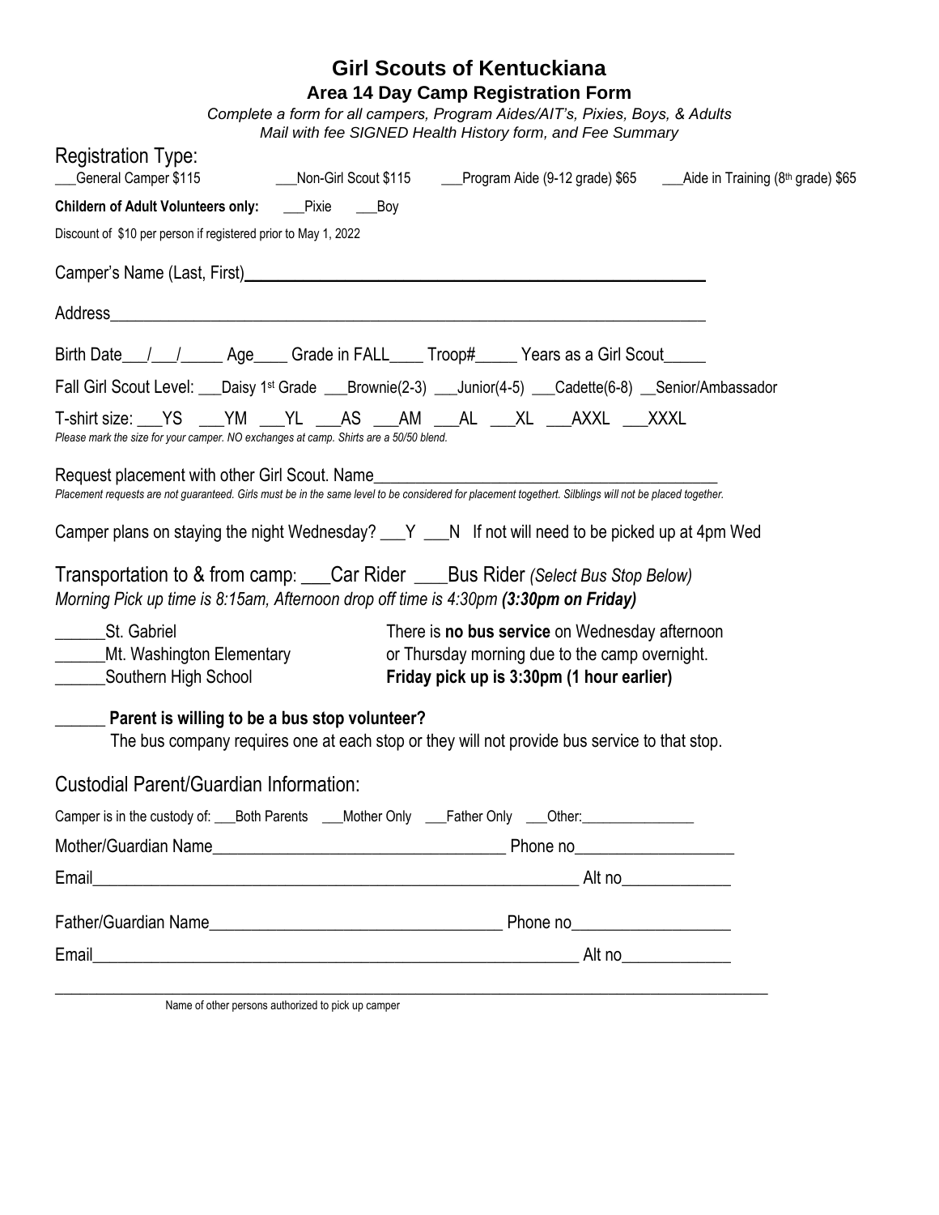# Girl Scouts of Kentuckiana

## Area 14 Day Camp Registration Form

*Complete a form for all campers, Program Aides/AIT's, Pixies, Boys, & Adults*
*Mail with fee SIGNED Health History form, and Fee Summary*

Registration Type:

___General Camper $115     ___Non-Girl Scout $115     ___Program Aide (9-12 grade) $65     ___Aide in Training (8th grade) $65

**Childern of Adult Volunteers only:** ___Pixie ___Boy

Discount of $10 per person if registered prior to May 1, 2022

Camper's Name (Last, First)______________________________________________

Address__________________________________________________________________

Birth Date___/___/_____ Age____ Grade in FALL____ Troop#_____ Years as a Girl Scout_____

Fall Girl Scout Level: ___Daisy 1st Grade ___Brownie(2-3) ___Junior(4-5) ___Cadette(6-8) __Senior/Ambassador

T-shirt size: ___YS ___YM ___YL ___AS ___AM ___AL ___XL ___AXXL ___XXXL

*Please mark the size for your camper. NO exchanges at camp. Shirts are a 50/50 blend.*

Request placement with other Girl Scout. Name________________________________________

*Placement requests are not guaranteed. Girls must be in the same level to be considered for placement togethert. Silblings will not be placed together.*

Camper plans on staying the night Wednesday? ___Y ___N If not will need to be picked up at 4pm Wed

Transportation to & from camp: ___Car Rider ___Bus Rider *(Select Bus Stop Below)*

*Morning Pick up time is 8:15am, Afternoon drop off time is 4:30pm* ***(3:30pm on Friday)***

______St. Gabriel
______Mt. Washington Elementary
______Southern High School

There is **no bus service** on Wednesday afternoon or Thursday morning due to the camp overnight.
**Friday pick up is 3:30pm (1 hour earlier)**

______ **Parent is willing to be a bus stop volunteer?**
The bus company requires one at each stop or they will not provide bus service to that stop.

Custodial Parent/Guardian Information:

Camper is in the custody of: ___Both Parents ___Mother Only ___Father Only ___Other:_______________

Mother/Guardian Name__________________________________ Phone no__________________

Email_________________________________________________________ Alt no_____________

Father/Guardian Name__________________________________ Phone no__________________

Email_________________________________________________________ Alt no_____________

_____________________________________________________________________________________

Name of other persons authorized to pick up camper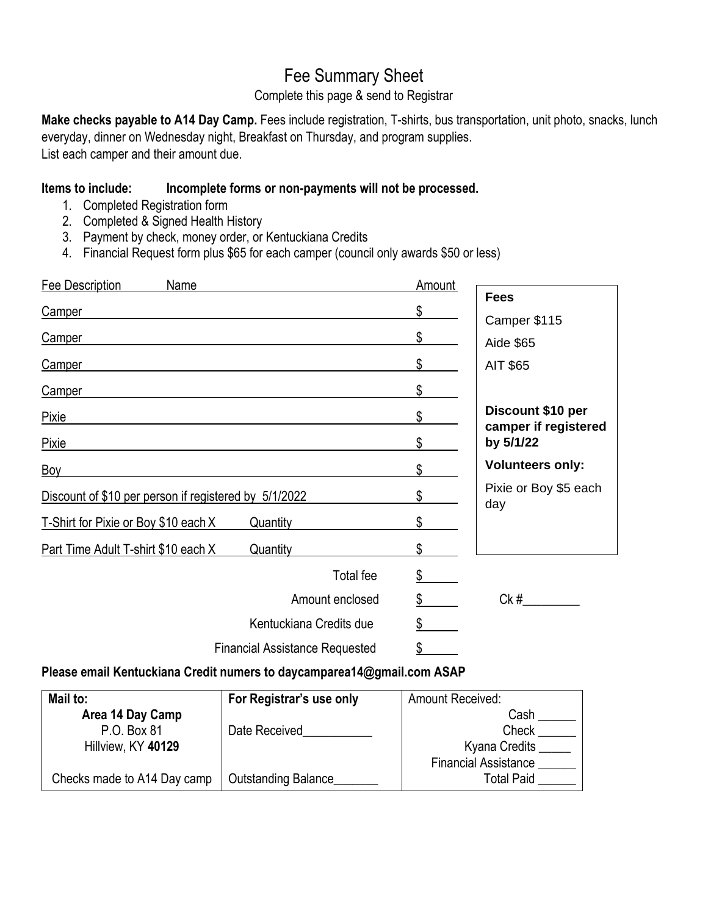# Fee Summary Sheet

Complete this page & send to Registrar

**Make checks payable to A14 Day Camp.** Fees include registration, T-shirts, bus transportation, unit photo, snacks, lunch everyday, dinner on Wednesday night, Breakfast on Thursday, and program supplies.
List each camper and their amount due.

**Items to include: Incomplete forms or non-payments will not be processed.**

1. Completed Registration form
2. Completed & Signed Health History
3. Payment by check, money order, or Kentuckiana Credits
4. Financial Request form plus $65 for each camper (council only awards $50 or less)

| Fee Description | Name | Amount |
|---|---|---|
| Camper | | $ |
| Camper | | $ |
| Camper | | $ |
| Camper | | $ |
| Pixie | | $ |
| Pixie | | $ |
| Boy | | $ |
| Discount of $10 per person if registered by 5/1/2022 | | $ |
| T-Shirt for Pixie or Boy $10 each X | Quantity | $ |
| Part Time Adult T-shirt $10 each X | Quantity | $ |

**Fees**

Camper $115

Aide $65

AIT $65

**Discount $10 per camper if registered by 5/1/22**

**Volunteers only:**

Pixie or Boy $5 each day

Total fee $______

Amount enclosed $______ Ck #________

Kentuckiana Credits due $______

Financial Assistance Requested $______

**Please email Kentuckiana Credit numers to daycamparea14@gmail.com ASAP**

| **Mail to:** | **For Registrar's use only** | Amount Received: |
|---|---|---|
| **Area 14 Day Camp**<br>P.O. Box 81<br>Hillview, KY **40129** | Date Received___________ | Cash ______<br>Check ______<br>Kyana Credits _____<br>Financial Assistance ______ |
| Checks made to A14 Day camp | Outstanding Balance_______ | Total Paid ______ |